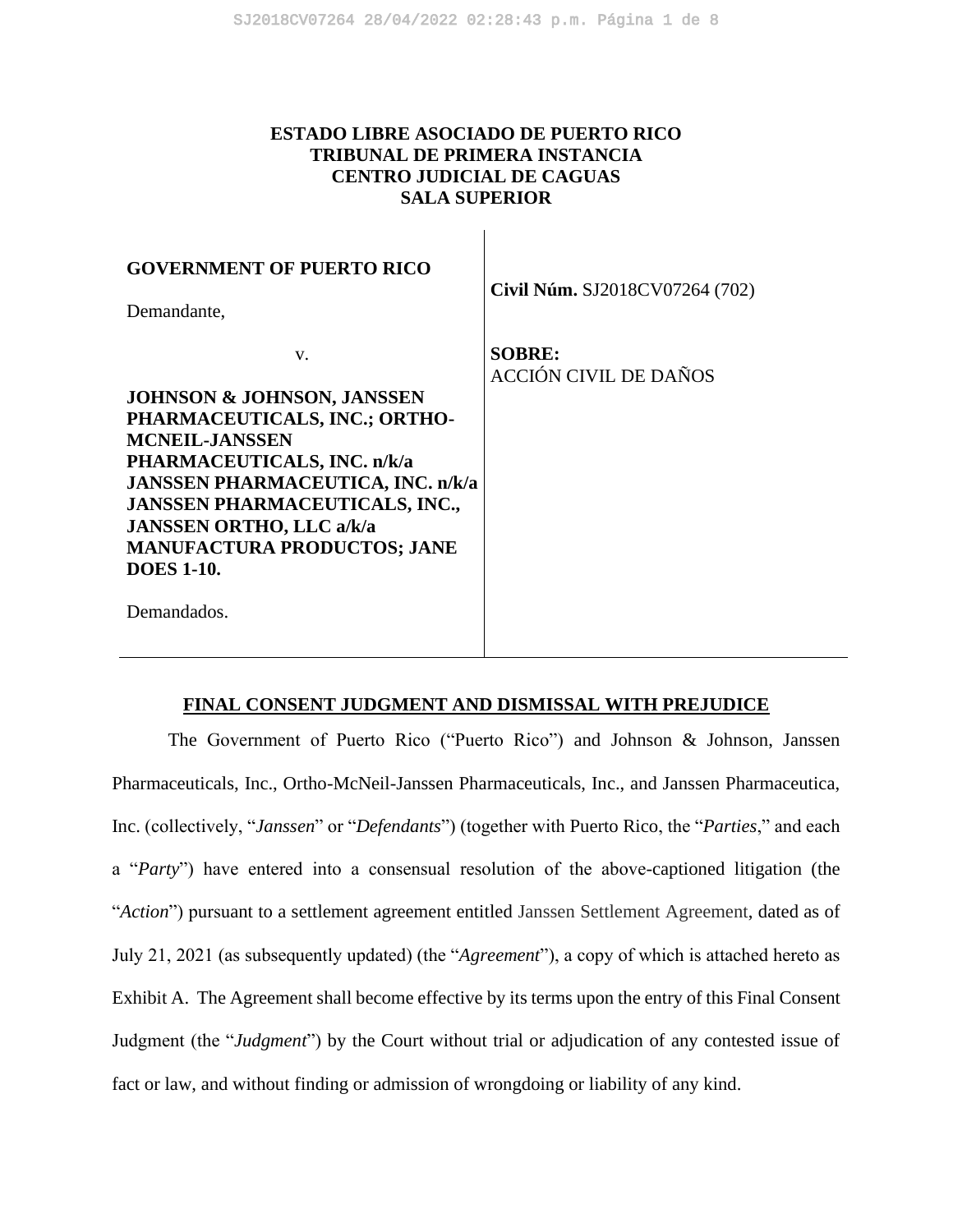**ESTADO LIBRE ASOCIADO DE PUERTO RICO**
**TRIBUNAL DE PRIMERA INSTANCIA**
**CENTRO JUDICIAL DE CAGUAS**
**SALA SUPERIOR**

| | |
|---|---|
| **GOVERNMENT OF PUERTO RICO**<br><br>Demandante,<br><br>v.<br><br>**JOHNSON & JOHNSON, JANSSEN PHARMACEUTICALS, INC.; ORTHO-MCNEIL-JANSSEN PHARMACEUTICALS, INC. n/k/a JANSSEN PHARMACEUTICA, INC. n/k/a JANSSEN PHARMACEUTICALS, INC., JANSSEN ORTHO, LLC a/k/a MANUFACTURA PRODUCTOS; JANE DOES 1-10.**<br><br>Demandados. | **Civil Núm.** SJ2018CV07264 (702)<br><br>**SOBRE:**<br>ACCIÓN CIVIL DE DAÑOS |

## FINAL CONSENT JUDGMENT AND DISMISSAL WITH PREJUDICE

The Government of Puerto Rico ("Puerto Rico") and Johnson & Johnson, Janssen Pharmaceuticals, Inc., Ortho-McNeil-Janssen Pharmaceuticals, Inc., and Janssen Pharmaceutica, Inc. (collectively, "*Janssen*" or "*Defendants*") (together with Puerto Rico, the "*Parties*," and each a "*Party*") have entered into a consensual resolution of the above-captioned litigation (the "*Action*") pursuant to a settlement agreement entitled Janssen Settlement Agreement, dated as of July 21, 2021 (as subsequently updated) (the "*Agreement*"), a copy of which is attached hereto as Exhibit A. The Agreement shall become effective by its terms upon the entry of this Final Consent Judgment (the "*Judgment*") by the Court without trial or adjudication of any contested issue of fact or law, and without finding or admission of wrongdoing or liability of any kind.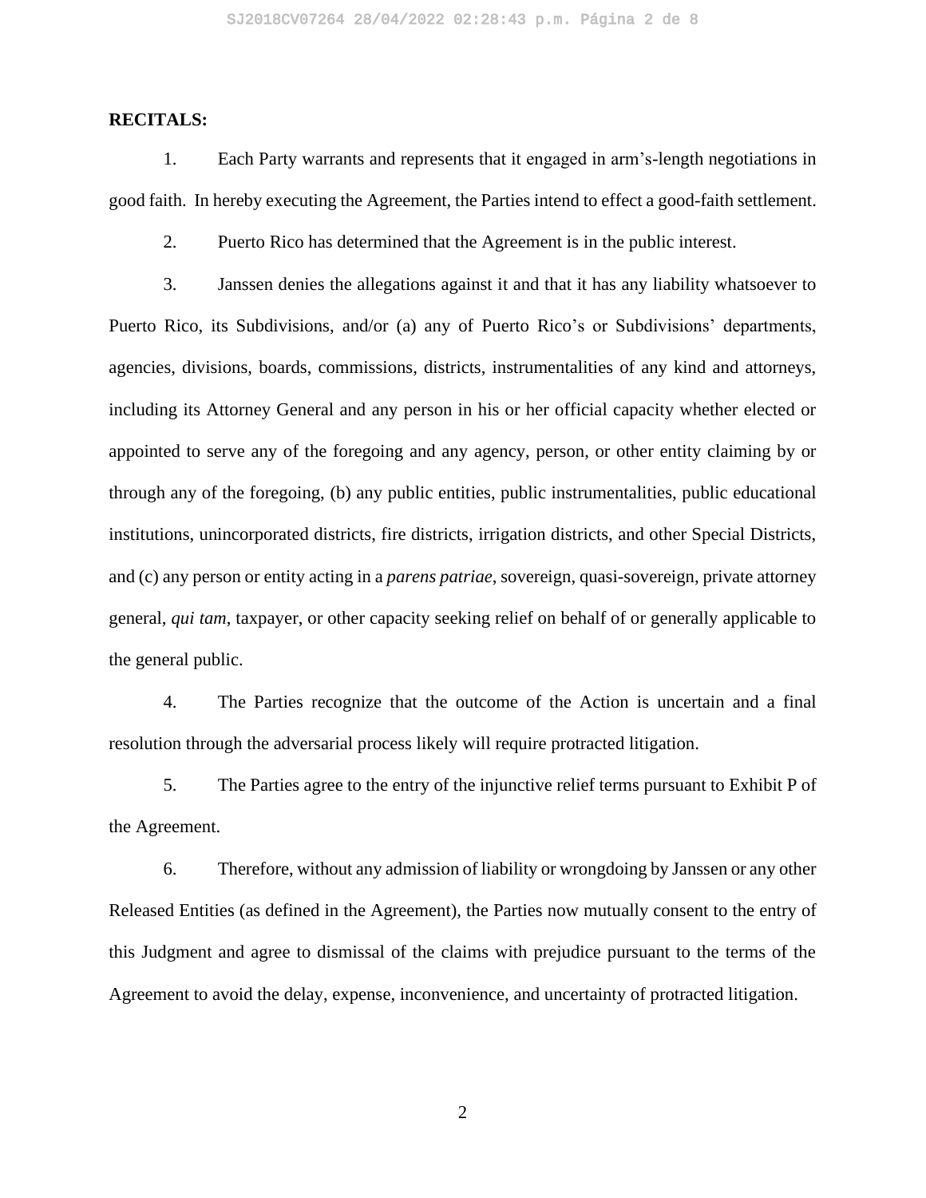**RECITALS:**

1. Each Party warrants and represents that it engaged in arm's-length negotiations in good faith. In hereby executing the Agreement, the Parties intend to effect a good-faith settlement.

2. Puerto Rico has determined that the Agreement is in the public interest.

3. Janssen denies the allegations against it and that it has any liability whatsoever to Puerto Rico, its Subdivisions, and/or (a) any of Puerto Rico's or Subdivisions' departments, agencies, divisions, boards, commissions, districts, instrumentalities of any kind and attorneys, including its Attorney General and any person in his or her official capacity whether elected or appointed to serve any of the foregoing and any agency, person, or other entity claiming by or through any of the foregoing, (b) any public entities, public instrumentalities, public educational institutions, unincorporated districts, fire districts, irrigation districts, and other Special Districts, and (c) any person or entity acting in a *parens patriae*, sovereign, quasi-sovereign, private attorney general, *qui tam*, taxpayer, or other capacity seeking relief on behalf of or generally applicable to the general public.

4. The Parties recognize that the outcome of the Action is uncertain and a final resolution through the adversarial process likely will require protracted litigation.

5. The Parties agree to the entry of the injunctive relief terms pursuant to Exhibit P of the Agreement.

6. Therefore, without any admission of liability or wrongdoing by Janssen or any other Released Entities (as defined in the Agreement), the Parties now mutually consent to the entry of this Judgment and agree to dismissal of the claims with prejudice pursuant to the terms of the Agreement to avoid the delay, expense, inconvenience, and uncertainty of protracted litigation.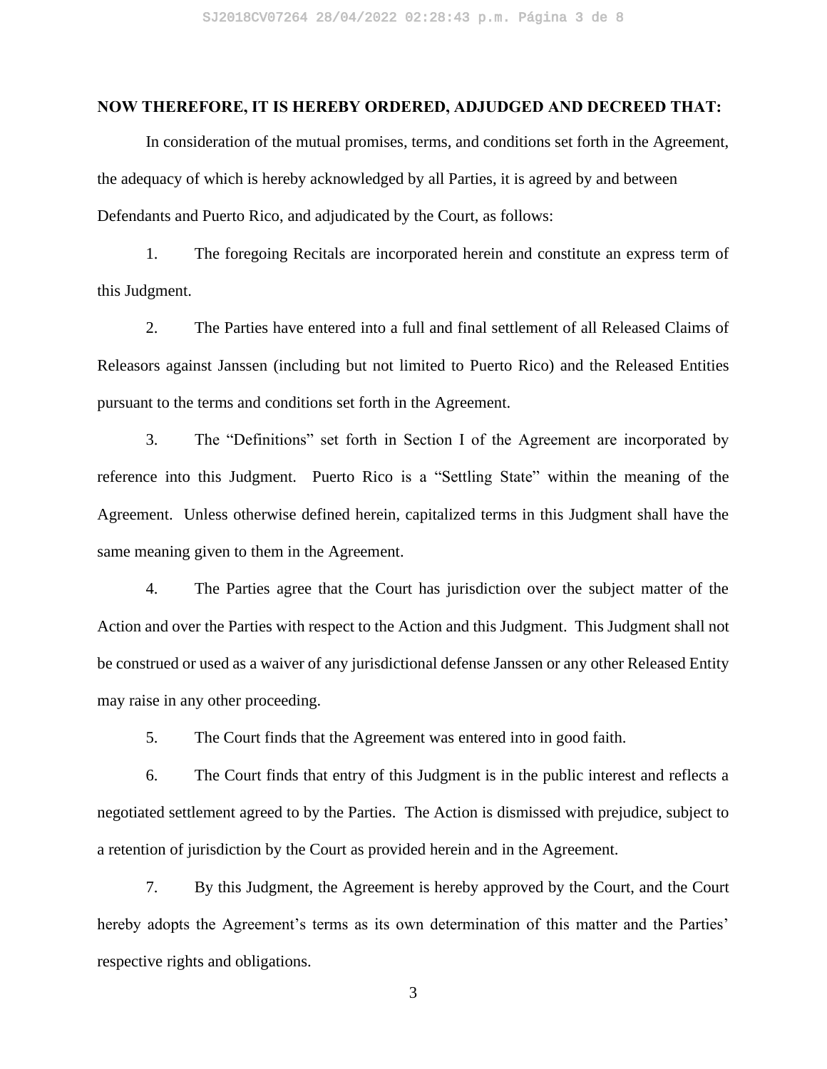**NOW THEREFORE, IT IS HEREBY ORDERED, ADJUDGED AND DECREED THAT:**

In consideration of the mutual promises, terms, and conditions set forth in the Agreement, the adequacy of which is hereby acknowledged by all Parties, it is agreed by and between Defendants and Puerto Rico, and adjudicated by the Court, as follows:

1. The foregoing Recitals are incorporated herein and constitute an express term of this Judgment.

2. The Parties have entered into a full and final settlement of all Released Claims of Releasors against Janssen (including but not limited to Puerto Rico) and the Released Entities pursuant to the terms and conditions set forth in the Agreement.

3. The "Definitions" set forth in Section I of the Agreement are incorporated by reference into this Judgment. Puerto Rico is a "Settling State" within the meaning of the Agreement. Unless otherwise defined herein, capitalized terms in this Judgment shall have the same meaning given to them in the Agreement.

4. The Parties agree that the Court has jurisdiction over the subject matter of the Action and over the Parties with respect to the Action and this Judgment. This Judgment shall not be construed or used as a waiver of any jurisdictional defense Janssen or any other Released Entity may raise in any other proceeding.

5. The Court finds that the Agreement was entered into in good faith.

6. The Court finds that entry of this Judgment is in the public interest and reflects a negotiated settlement agreed to by the Parties. The Action is dismissed with prejudice, subject to a retention of jurisdiction by the Court as provided herein and in the Agreement.

7. By this Judgment, the Agreement is hereby approved by the Court, and the Court hereby adopts the Agreement's terms as its own determination of this matter and the Parties' respective rights and obligations.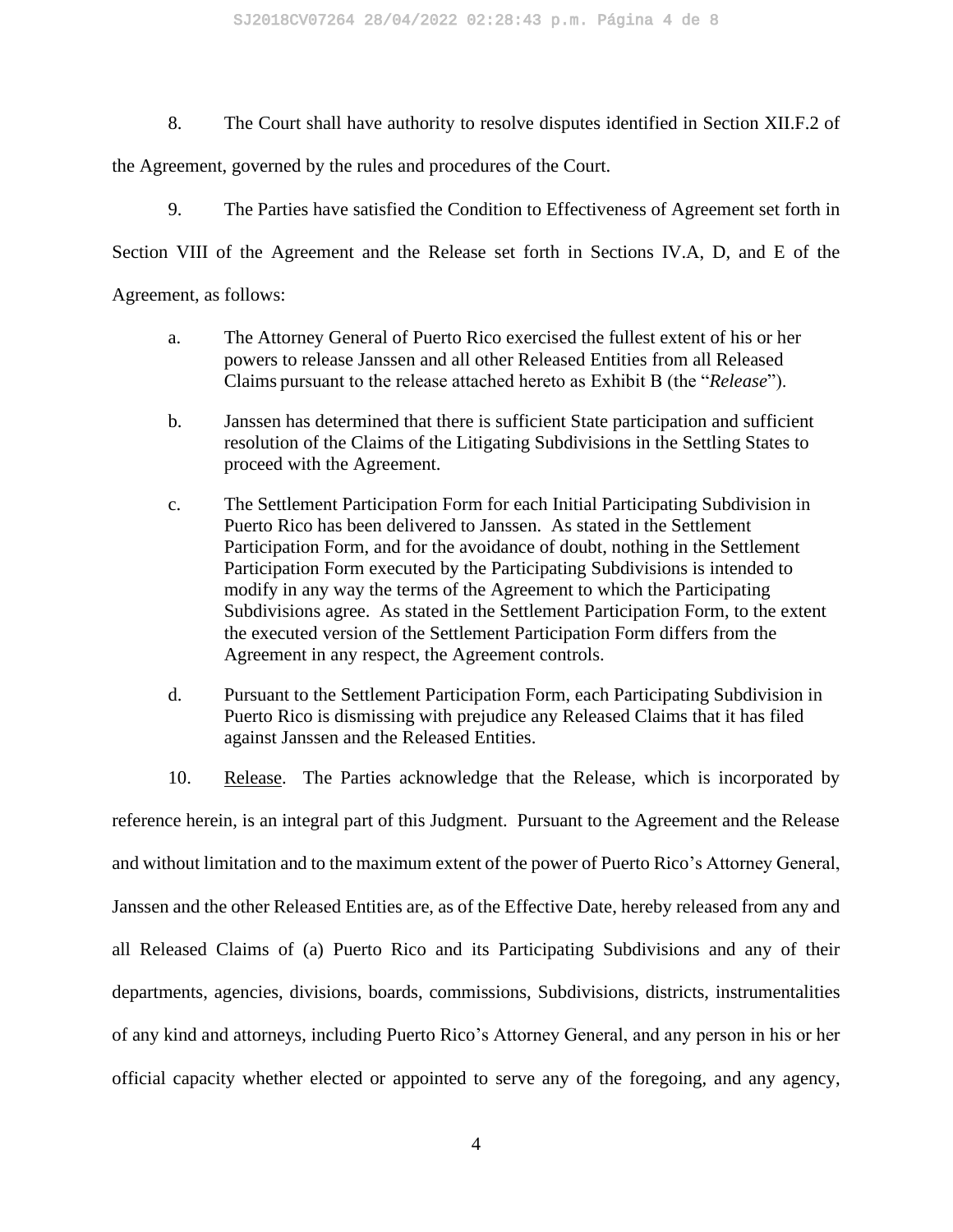8. The Court shall have authority to resolve disputes identified in Section XII.F.2 of the Agreement, governed by the rules and procedures of the Court.

9. The Parties have satisfied the Condition to Effectiveness of Agreement set forth in Section VIII of the Agreement and the Release set forth in Sections IV.A, D, and E of the Agreement, as follows:

a. The Attorney General of Puerto Rico exercised the fullest extent of his or her powers to release Janssen and all other Released Entities from all Released Claims pursuant to the release attached hereto as Exhibit B (the "*Release*").

b. Janssen has determined that there is sufficient State participation and sufficient resolution of the Claims of the Litigating Subdivisions in the Settling States to proceed with the Agreement.

c. The Settlement Participation Form for each Initial Participating Subdivision in Puerto Rico has been delivered to Janssen. As stated in the Settlement Participation Form, and for the avoidance of doubt, nothing in the Settlement Participation Form executed by the Participating Subdivisions is intended to modify in any way the terms of the Agreement to which the Participating Subdivisions agree. As stated in the Settlement Participation Form, to the extent the executed version of the Settlement Participation Form differs from the Agreement in any respect, the Agreement controls.

d. Pursuant to the Settlement Participation Form, each Participating Subdivision in Puerto Rico is dismissing with prejudice any Released Claims that it has filed against Janssen and the Released Entities.

10. Release. The Parties acknowledge that the Release, which is incorporated by reference herein, is an integral part of this Judgment. Pursuant to the Agreement and the Release and without limitation and to the maximum extent of the power of Puerto Rico's Attorney General, Janssen and the other Released Entities are, as of the Effective Date, hereby released from any and all Released Claims of (a) Puerto Rico and its Participating Subdivisions and any of their departments, agencies, divisions, boards, commissions, Subdivisions, districts, instrumentalities of any kind and attorneys, including Puerto Rico's Attorney General, and any person in his or her official capacity whether elected or appointed to serve any of the foregoing, and any agency,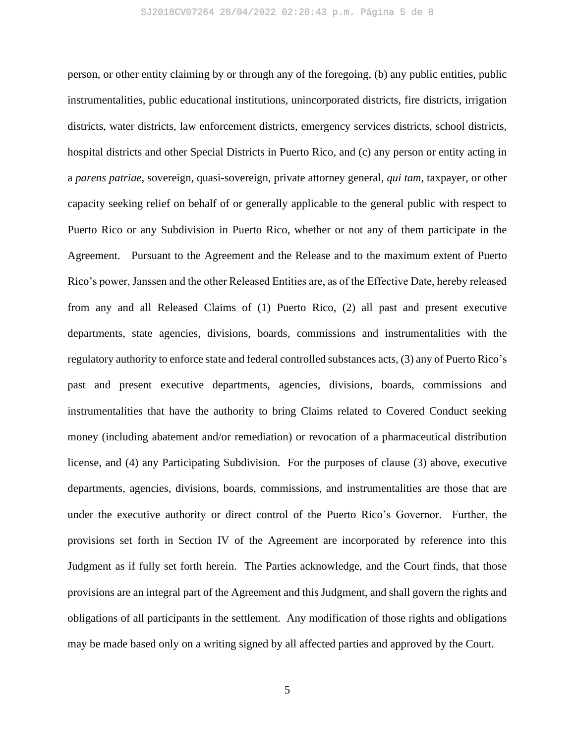person, or other entity claiming by or through any of the foregoing, (b) any public entities, public instrumentalities, public educational institutions, unincorporated districts, fire districts, irrigation districts, water districts, law enforcement districts, emergency services districts, school districts, hospital districts and other Special Districts in Puerto Rico, and (c) any person or entity acting in a *parens patriae*, sovereign, quasi-sovereign, private attorney general, *qui tam*, taxpayer, or other capacity seeking relief on behalf of or generally applicable to the general public with respect to Puerto Rico or any Subdivision in Puerto Rico, whether or not any of them participate in the Agreement. Pursuant to the Agreement and the Release and to the maximum extent of Puerto Rico's power, Janssen and the other Released Entities are, as of the Effective Date, hereby released from any and all Released Claims of (1) Puerto Rico, (2) all past and present executive departments, state agencies, divisions, boards, commissions and instrumentalities with the regulatory authority to enforce state and federal controlled substances acts, (3) any of Puerto Rico's past and present executive departments, agencies, divisions, boards, commissions and instrumentalities that have the authority to bring Claims related to Covered Conduct seeking money (including abatement and/or remediation) or revocation of a pharmaceutical distribution license, and (4) any Participating Subdivision. For the purposes of clause (3) above, executive departments, agencies, divisions, boards, commissions, and instrumentalities are those that are under the executive authority or direct control of the Puerto Rico's Governor. Further, the provisions set forth in Section IV of the Agreement are incorporated by reference into this Judgment as if fully set forth herein. The Parties acknowledge, and the Court finds, that those provisions are an integral part of the Agreement and this Judgment, and shall govern the rights and obligations of all participants in the settlement. Any modification of those rights and obligations may be made based only on a writing signed by all affected parties and approved by the Court.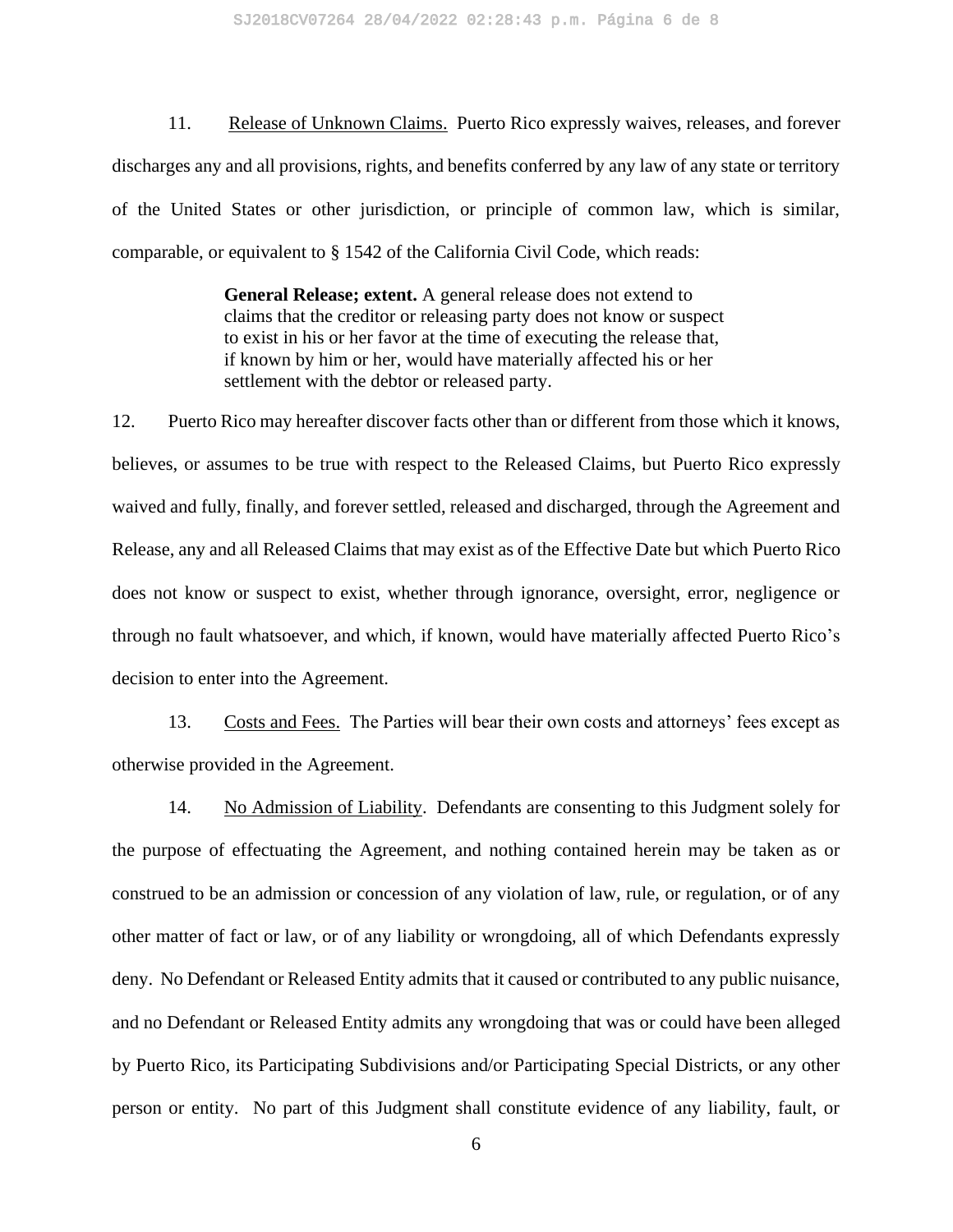11. Release of Unknown Claims. Puerto Rico expressly waives, releases, and forever discharges any and all provisions, rights, and benefits conferred by any law of any state or territory of the United States or other jurisdiction, or principle of common law, which is similar, comparable, or equivalent to § 1542 of the California Civil Code, which reads:

> **General Release; extent.** A general release does not extend to claims that the creditor or releasing party does not know or suspect to exist in his or her favor at the time of executing the release that, if known by him or her, would have materially affected his or her settlement with the debtor or released party.

12. Puerto Rico may hereafter discover facts other than or different from those which it knows, believes, or assumes to be true with respect to the Released Claims, but Puerto Rico expressly waived and fully, finally, and forever settled, released and discharged, through the Agreement and Release, any and all Released Claims that may exist as of the Effective Date but which Puerto Rico does not know or suspect to exist, whether through ignorance, oversight, error, negligence or through no fault whatsoever, and which, if known, would have materially affected Puerto Rico's decision to enter into the Agreement.

13. Costs and Fees. The Parties will bear their own costs and attorneys' fees except as otherwise provided in the Agreement.

14. No Admission of Liability. Defendants are consenting to this Judgment solely for the purpose of effectuating the Agreement, and nothing contained herein may be taken as or construed to be an admission or concession of any violation of law, rule, or regulation, or of any other matter of fact or law, or of any liability or wrongdoing, all of which Defendants expressly deny. No Defendant or Released Entity admits that it caused or contributed to any public nuisance, and no Defendant or Released Entity admits any wrongdoing that was or could have been alleged by Puerto Rico, its Participating Subdivisions and/or Participating Special Districts, or any other person or entity. No part of this Judgment shall constitute evidence of any liability, fault, or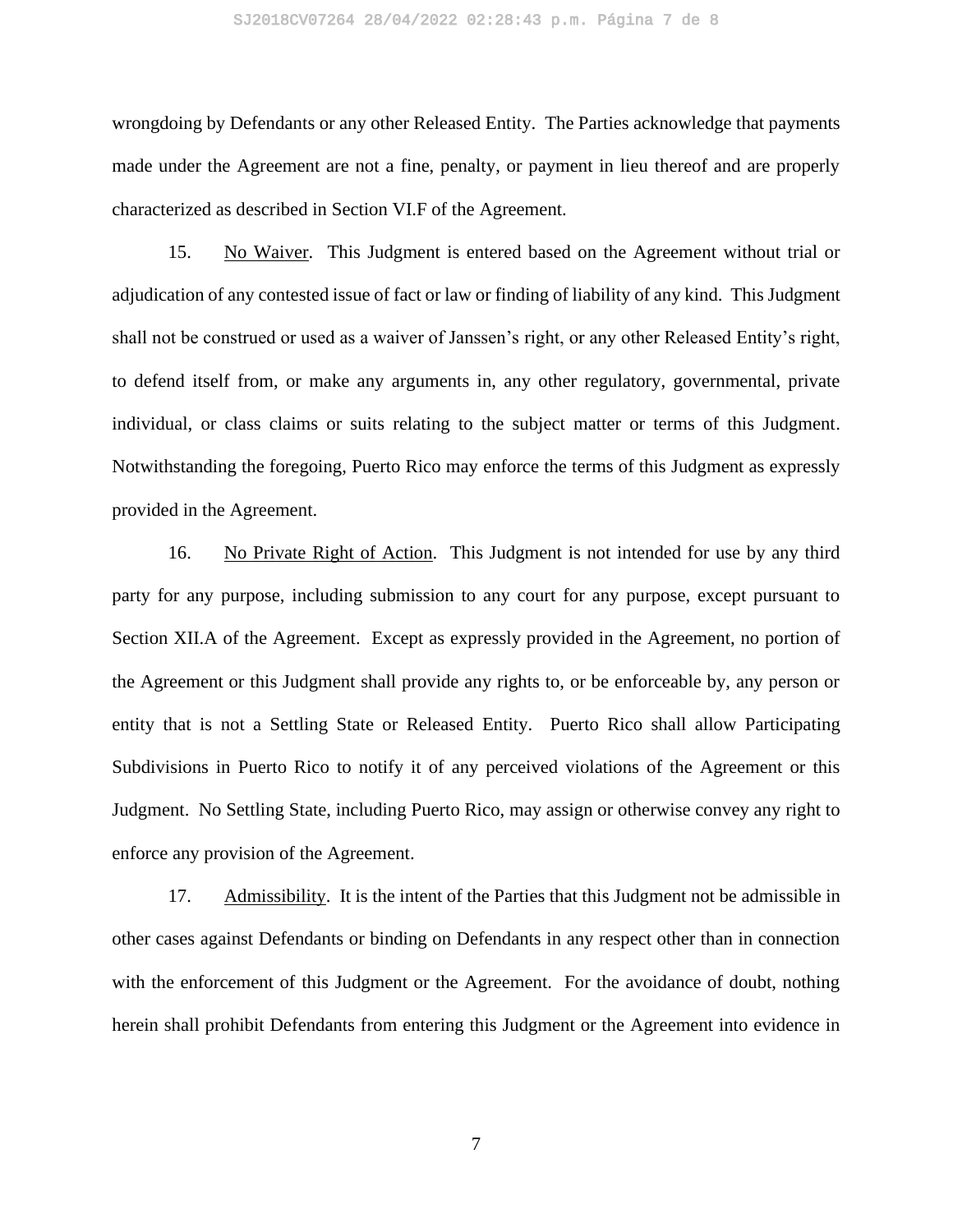wrongdoing by Defendants or any other Released Entity. The Parties acknowledge that payments made under the Agreement are not a fine, penalty, or payment in lieu thereof and are properly characterized as described in Section VI.F of the Agreement.

15. No Waiver. This Judgment is entered based on the Agreement without trial or adjudication of any contested issue of fact or law or finding of liability of any kind. This Judgment shall not be construed or used as a waiver of Janssen's right, or any other Released Entity's right, to defend itself from, or make any arguments in, any other regulatory, governmental, private individual, or class claims or suits relating to the subject matter or terms of this Judgment. Notwithstanding the foregoing, Puerto Rico may enforce the terms of this Judgment as expressly provided in the Agreement.

16. No Private Right of Action. This Judgment is not intended for use by any third party for any purpose, including submission to any court for any purpose, except pursuant to Section XII.A of the Agreement. Except as expressly provided in the Agreement, no portion of the Agreement or this Judgment shall provide any rights to, or be enforceable by, any person or entity that is not a Settling State or Released Entity. Puerto Rico shall allow Participating Subdivisions in Puerto Rico to notify it of any perceived violations of the Agreement or this Judgment. No Settling State, including Puerto Rico, may assign or otherwise convey any right to enforce any provision of the Agreement.

17. Admissibility. It is the intent of the Parties that this Judgment not be admissible in other cases against Defendants or binding on Defendants in any respect other than in connection with the enforcement of this Judgment or the Agreement. For the avoidance of doubt, nothing herein shall prohibit Defendants from entering this Judgment or the Agreement into evidence in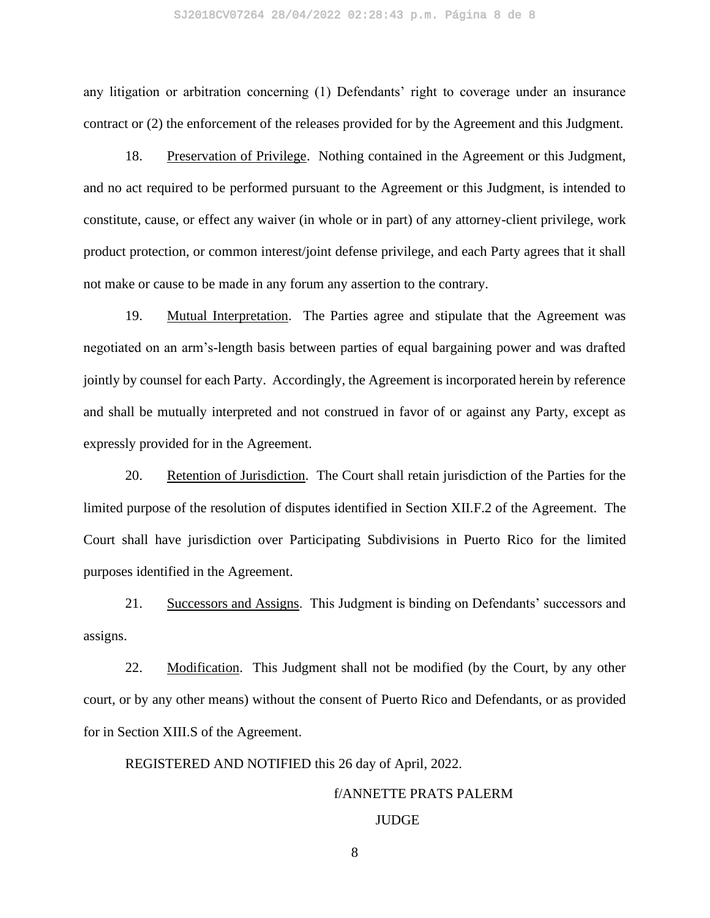any litigation or arbitration concerning (1) Defendants' right to coverage under an insurance contract or (2) the enforcement of the releases provided for by the Agreement and this Judgment.

18. Preservation of Privilege. Nothing contained in the Agreement or this Judgment, and no act required to be performed pursuant to the Agreement or this Judgment, is intended to constitute, cause, or effect any waiver (in whole or in part) of any attorney-client privilege, work product protection, or common interest/joint defense privilege, and each Party agrees that it shall not make or cause to be made in any forum any assertion to the contrary.

19. Mutual Interpretation. The Parties agree and stipulate that the Agreement was negotiated on an arm's-length basis between parties of equal bargaining power and was drafted jointly by counsel for each Party. Accordingly, the Agreement is incorporated herein by reference and shall be mutually interpreted and not construed in favor of or against any Party, except as expressly provided for in the Agreement.

20. Retention of Jurisdiction. The Court shall retain jurisdiction of the Parties for the limited purpose of the resolution of disputes identified in Section XII.F.2 of the Agreement. The Court shall have jurisdiction over Participating Subdivisions in Puerto Rico for the limited purposes identified in the Agreement.

21. Successors and Assigns. This Judgment is binding on Defendants' successors and assigns.

22. Modification. This Judgment shall not be modified (by the Court, by any other court, or by any other means) without the consent of Puerto Rico and Defendants, or as provided for in Section XIII.S of the Agreement.

REGISTERED AND NOTIFIED this 26 day of April, 2022.

f/ANNETTE PRATS PALERM

JUDGE